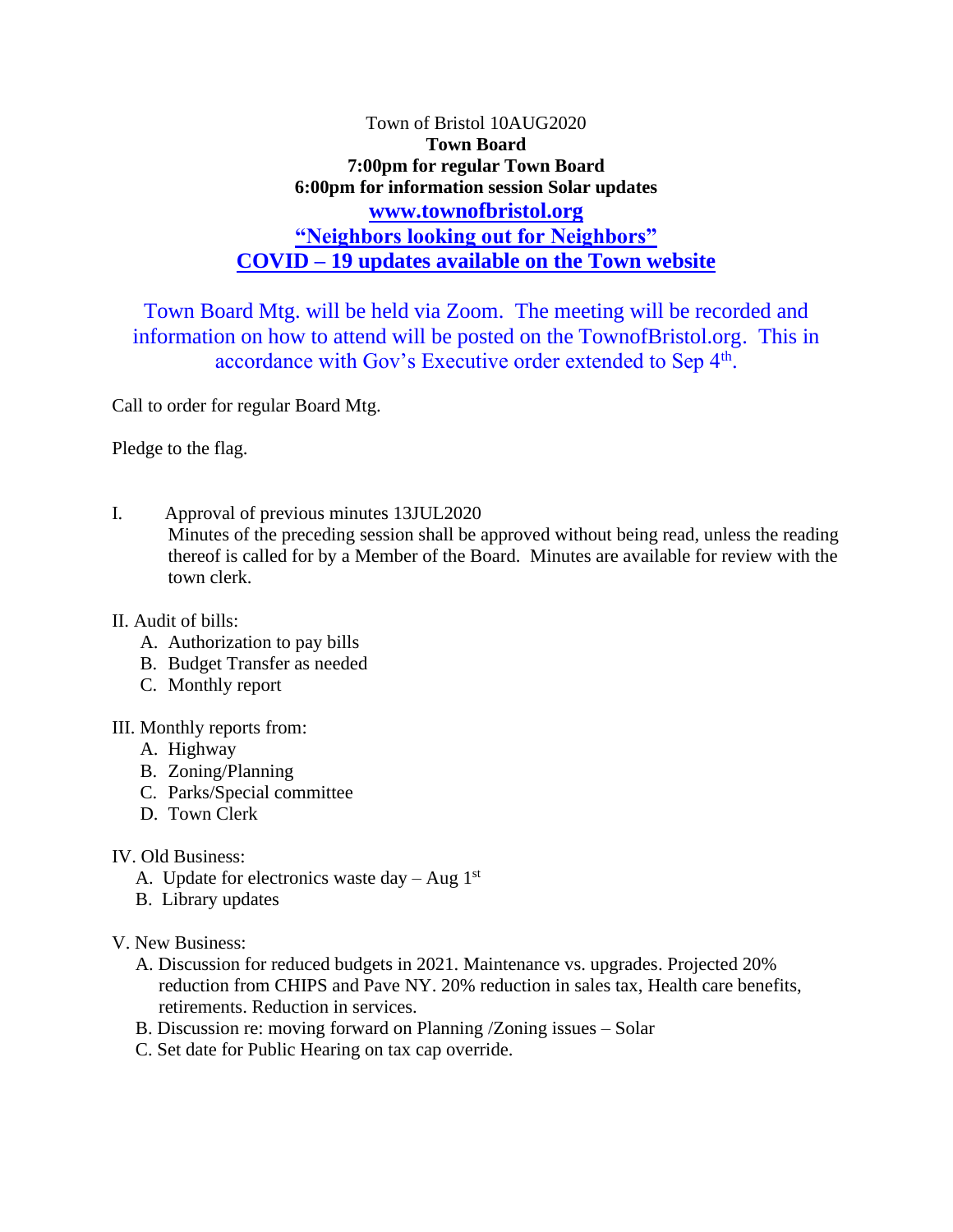Town of Bristol 10AUG2020

**Town Board**

**7:00pm for regular Town Board**

**6:00pm for information session Solar updates**

**www.townofbristol.org**

**"Neighbors looking out for Neighbors"**

**COVID – 19 updates available on the Town website**

Town Board Mtg. will be held via Zoom. The meeting will be recorded and information on how to attend will be posted on the TownofBristol.org. This in accordance with Gov's Executive order extended to Sep 4th.

Call to order for regular Board Mtg.

Pledge to the flag.

I. Approval of previous minutes 13JUL2020
Minutes of the preceding session shall be approved without being read, unless the reading thereof is called for by a Member of the Board. Minutes are available for review with the town clerk.

II. Audit of bills:
- A. Authorization to pay bills
- B. Budget Transfer as needed
- C. Monthly report

III. Monthly reports from:
- A. Highway
- B. Zoning/Planning
- C. Parks/Special committee
- D. Town Clerk

IV. Old Business:
- A. Update for electronics waste day – Aug 1st
- B. Library updates

V. New Business:
- A. Discussion for reduced budgets in 2021. Maintenance vs. upgrades. Projected 20% reduction from CHIPS and Pave NY. 20% reduction in sales tax, Health care benefits, retirements. Reduction in services.
- B. Discussion re: moving forward on Planning /Zoning issues – Solar
- C. Set date for Public Hearing on tax cap override.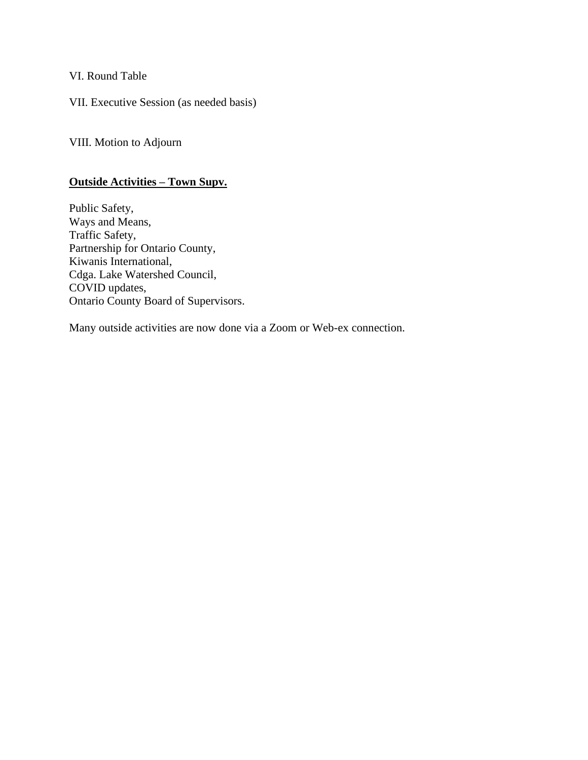VI. Round Table

VII. Executive Session (as needed basis)

VIII. Motion to Adjourn

**Outside Activities – Town Supv.**

Public Safety,
Ways and Means,
Traffic Safety,
Partnership for Ontario County,
Kiwanis International,
Cdga. Lake Watershed Council,
COVID updates,
Ontario County Board of Supervisors.

Many outside activities are now done via a Zoom or Web-ex connection.